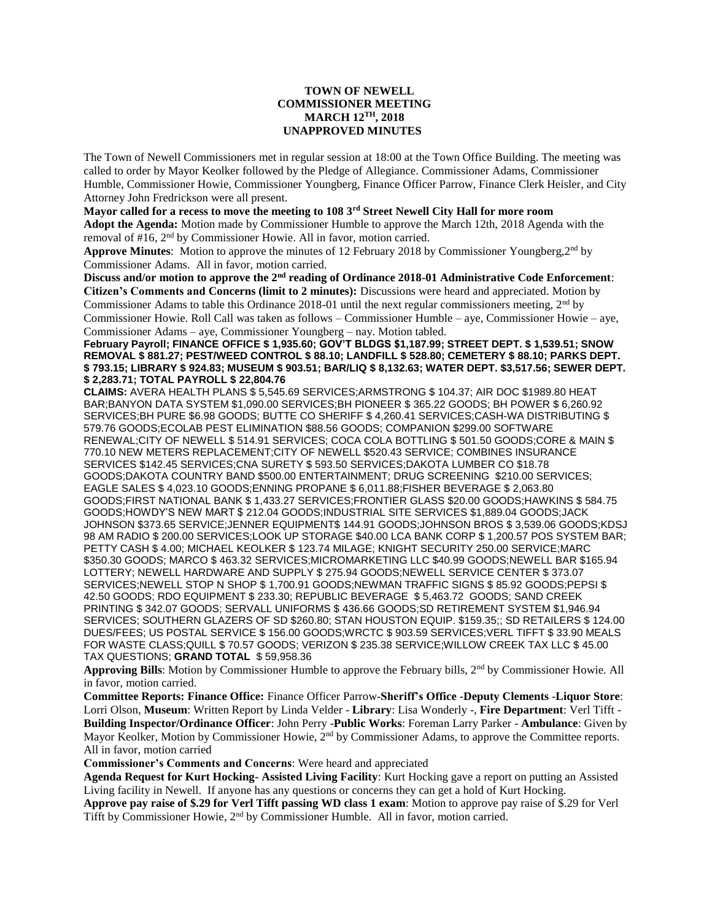**TOWN OF NEWELL**
**COMMISSIONER MEETING**
**MARCH 12TH, 2018**
**UNAPPROVED MINUTES**

The Town of Newell Commissioners met in regular session at 18:00 at the Town Office Building. The meeting was called to order by Mayor Keolker followed by the Pledge of Allegiance. Commissioner Adams, Commissioner Humble, Commissioner Howie, Commissioner Youngberg, Finance Officer Parrow, Finance Clerk Heisler, and City Attorney John Fredrickson were all present.

**Mayor called for a recess to move the meeting to 108 3rd Street Newell City Hall for more room**

**Adopt the Agenda:** Motion made by Commissioner Humble to approve the March 12th, 2018 Agenda with the removal of #16, 2nd by Commissioner Howie. All in favor, motion carried.

**Approve Minutes**: Motion to approve the minutes of 12 February 2018 by Commissioner Youngberg, 2nd by Commissioner Adams. All in favor, motion carried.

**Discuss and/or motion to approve the 2nd reading of Ordinance 2018-01 Administrative Code Enforcement**:
**Citizen's Comments and Concerns (limit to 2 minutes):** Discussions were heard and appreciated. Motion by Commissioner Adams to table this Ordinance 2018-01 until the next regular commissioners meeting, 2nd by Commissioner Howie. Roll Call was taken as follows – Commissioner Humble – aye, Commissioner Howie – aye, Commissioner Adams – aye, Commissioner Youngberg – nay. Motion tabled.

**February Payroll; FINANCE OFFICE $ 1,935.60; GOV'T BLDGS $1,187.99; STREET DEPT. $ 1,539.51; SNOW REMOVAL $ 881.27; PEST/WEED CONTROL $ 88.10; LANDFILL $ 528.80; CEMETERY $ 88.10; PARKS DEPT. $ 793.15; LIBRARY $ 924.83; MUSEUM $ 903.51; BAR/LIQ $ 8,132.63; WATER DEPT. $3,517.56; SEWER DEPT. $ 2,283.71; TOTAL PAYROLL $ 22,804.76**

**CLAIMS:** AVERA HEALTH PLANS $ 5,545.69 SERVICES;ARMSTRONG $ 104.37; AIR DOC $1989.80 HEAT BAR;BANYON DATA SYSTEM $1,090.00 SERVICES;BH PIONEER $ 365.22 GOODS; BH POWER $ 6,260.92 SERVICES;BH PURE $6.98 GOODS; BUTTE CO SHERIFF $ 4,260.41 SERVICES;CASH-WA DISTRIBUTING $ 579.76 GOODS;ECOLAB PEST ELIMINATION $88.56 GOODS; COMPANION $299.00 SOFTWARE RENEWAL;CITY OF NEWELL $ 514.91 SERVICES; COCA COLA BOTTLING $ 501.50 GOODS;CORE & MAIN $ 770.10 NEW METERS REPLACEMENT;CITY OF NEWELL $520.43 SERVICE; COMBINES INSURANCE SERVICES $142.45 SERVICES;CNA SURETY $ 593.50 SERVICES;DAKOTA LUMBER CO $18.78 GOODS;DAKOTA COUNTRY BAND $500.00 ENTERTAINMENT; DRUG SCREENING $210.00 SERVICES; EAGLE SALES $ 4,023.10 GOODS;ENNING PROPANE $ 6,011.88;FISHER BEVERAGE $ 2,063.80 GOODS;FIRST NATIONAL BANK $ 1,433.27 SERVICES;FRONTIER GLASS $20.00 GOODS;HAWKINS $ 584.75 GOODS;HOWDY'S NEW MART $ 212.04 GOODS;INDUSTRIAL SITE SERVICES $1,889.04 GOODS;JACK JOHNSON $373.65 SERVICE;JENNER EQUIPMENT$ 144.91 GOODS;JOHNSON BROS $ 3,539.06 GOODS;KDSJ 98 AM RADIO $ 200.00 SERVICES;LOOK UP STORAGE $40.00 LCA BANK CORP $ 1,200.57 POS SYSTEM BAR; PETTY CASH $ 4.00; MICHAEL KEOLKER $ 123.74 MILAGE; KNIGHT SECURITY 250.00 SERVICE;MARC $350.30 GOODS; MARCO $ 463.32 SERVICES;MICROMARKETING LLC $40.99 GOODS;NEWELL BAR $165.94 LOTTERY; NEWELL HARDWARE AND SUPPLY $ 275.94 GOODS;NEWELL SERVICE CENTER $ 373.07 SERVICES;NEWELL STOP N SHOP $ 1,700.91 GOODS;NEWMAN TRAFFIC SIGNS $ 85.92 GOODS;PEPSI $ 42.50 GOODS; RDO EQUIPMENT $ 233.30; REPUBLIC BEVERAGE $ 5,463.72 GOODS; SAND CREEK PRINTING $ 342.07 GOODS; SERVALL UNIFORMS $ 436.66 GOODS;SD RETIREMENT SYSTEM $1,946.94 SERVICES; SOUTHERN GLAZERS OF SD $260.80; STAN HOUSTON EQUIP. $159.35;; SD RETAILERS $ 124.00 DUES/FEES; US POSTAL SERVICE $ 156.00 GOODS;WRCTC $ 903.59 SERVICES;VERL TIFFT $ 33.90 MEALS FOR WASTE CLASS;QUILL $ 70.57 GOODS; VERIZON $ 235.38 SERVICE;WILLOW CREEK TAX LLC $ 45.00 TAX QUESTIONS; **GRAND TOTAL** $ 59,958.36

**Approving Bills**: Motion by Commissioner Humble to approve the February bills, 2nd by Commissioner Howie. All in favor, motion carried.

**Committee Reports: Finance Office:** Finance Officer Parrow-**Sheriff's Office -Deputy Clements -Liquor Store**: Lorri Olson, **Museum**: Written Report by Linda Velder - **Library**: Lisa Wonderly -, **Fire Department**: Verl Tifft - **Building Inspector/Ordinance Officer**: John Perry -**Public Works**: Foreman Larry Parker - **Ambulance**: Given by Mayor Keolker, Motion by Commissioner Howie, 2nd by Commissioner Adams, to approve the Committee reports. All in favor, motion carried

**Commissioner's Comments and Concerns**: Were heard and appreciated

**Agenda Request for Kurt Hocking- Assisted Living Facility**: Kurt Hocking gave a report on putting an Assisted Living facility in Newell. If anyone has any questions or concerns they can get a hold of Kurt Hocking.

**Approve pay raise of $.29 for Verl Tifft passing WD class 1 exam**: Motion to approve pay raise of $.29 for Verl Tifft by Commissioner Howie, 2nd by Commissioner Humble. All in favor, motion carried.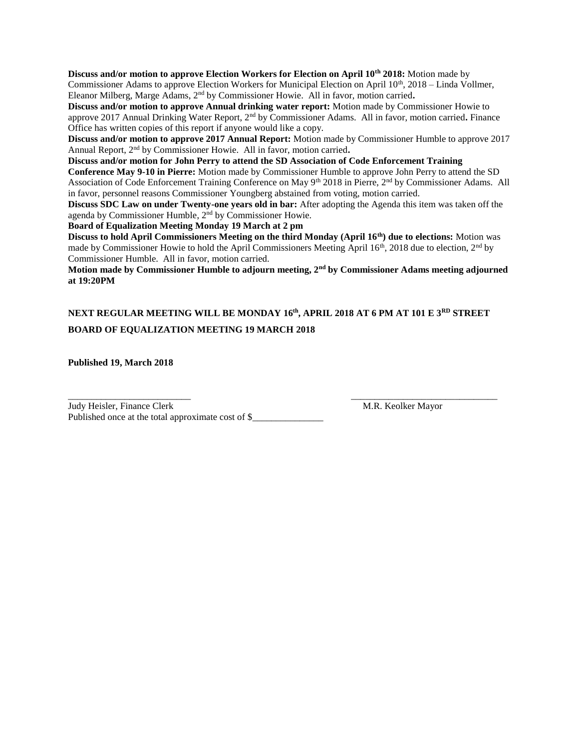**Discuss and/or motion to approve Election Workers for Election on April 10th 2018:** Motion made by Commissioner Adams to approve Election Workers for Municipal Election on April 10th, 2018 – Linda Vollmer, Eleanor Milberg, Marge Adams, 2nd by Commissioner Howie. All in favor, motion carried**.**

**Discuss and/or motion to approve Annual drinking water report:** Motion made by Commissioner Howie to approve 2017 Annual Drinking Water Report, 2nd by Commissioner Adams. All in favor, motion carried**.** Finance Office has written copies of this report if anyone would like a copy.

**Discuss and/or motion to approve 2017 Annual Report:** Motion made by Commissioner Humble to approve 2017 Annual Report, 2nd by Commissioner Howie. All in favor, motion carried**.**

**Discuss and/or motion for John Perry to attend the SD Association of Code Enforcement Training Conference May 9-10 in Pierre:** Motion made by Commissioner Humble to approve John Perry to attend the SD Association of Code Enforcement Training Conference on May 9th 2018 in Pierre, 2nd by Commissioner Adams. All in favor, personnel reasons Commissioner Youngberg abstained from voting, motion carried.

**Discuss SDC Law on under Twenty-one years old in bar:** After adopting the Agenda this item was taken off the agenda by Commissioner Humble, 2nd by Commissioner Howie.

**Board of Equalization Meeting Monday 19 March at 2 pm**

**Discuss to hold April Commissioners Meeting on the third Monday (April 16th) due to elections:** Motion was made by Commissioner Howie to hold the April Commissioners Meeting April 16th, 2018 due to election, 2nd by Commissioner Humble. All in favor, motion carried.

**Motion made by Commissioner Humble to adjourn meeting, 2nd by Commissioner Adams meeting adjourned at 19:20PM**

**NEXT REGULAR MEETING WILL BE MONDAY 16th, APRIL 2018 AT 6 PM AT 101 E 3RD STREET**

**BOARD OF EQUALIZATION MEETING 19 MARCH 2018**

**Published 19, March 2018**

___________________________ ________________________________

Judy Heisler, Finance Clerk M.R. Keolker Mayor

Published once at the total approximate cost of $_______________